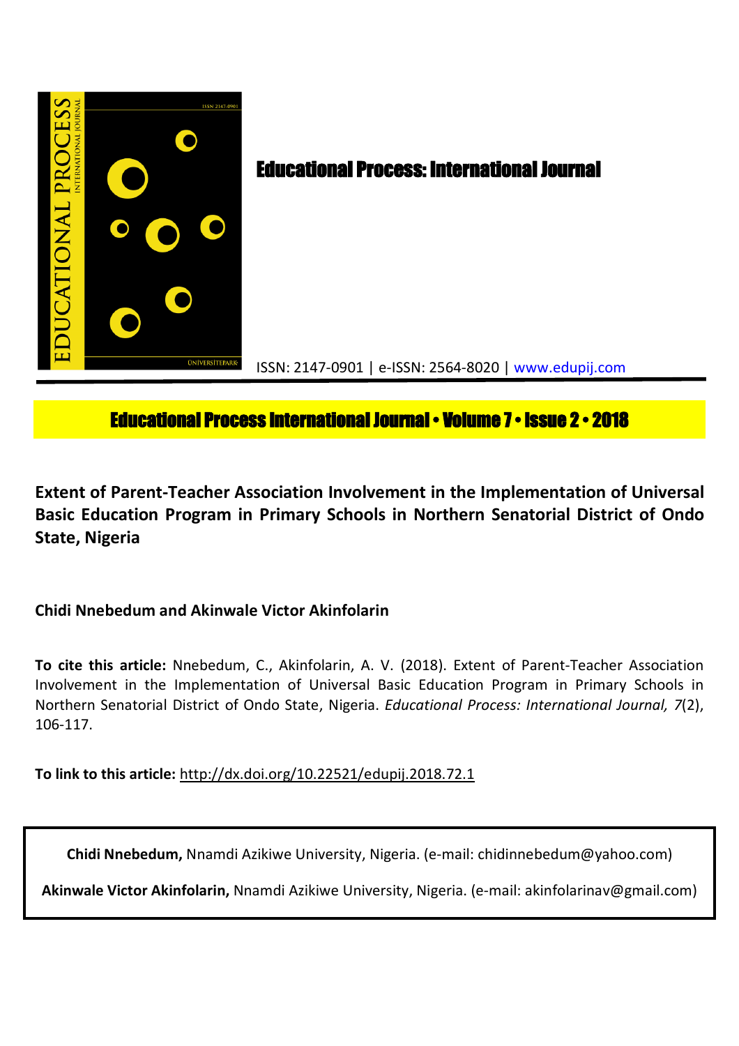# Educational Process: International Journal

ISSN: 2147-0901 | e-ISSN: 2564-8020 | www.edupij.com

**Educational Process International Journal • Volume 7 • Issue 2 • 2018**

## Extent of Parent-Teacher Association Involvement in the Implementation of Universal Basic Education Program in Primary Schools in Northern Senatorial District of Ondo State, Nigeria

**Chidi Nnebedum and Akinwale Victor Akinfolarin**

**To cite this article:** Nnebedum, C., Akinfolarin, A. V. (2018). Extent of Parent-Teacher Association Involvement in the Implementation of Universal Basic Education Program in Primary Schools in Northern Senatorial District of Ondo State, Nigeria. *Educational Process: International Journal, 7*(2), 106-117.

**To link to this article:** http://dx.doi.org/10.22521/edupij.2018.72.1

**Chidi Nnebedum,** Nnamdi Azikiwe University, Nigeria. (e-mail: chidinnebedum@yahoo.com)

**Akinwale Victor Akinfolarin,** Nnamdi Azikiwe University, Nigeria. (e-mail: akinfolarinav@gmail.com)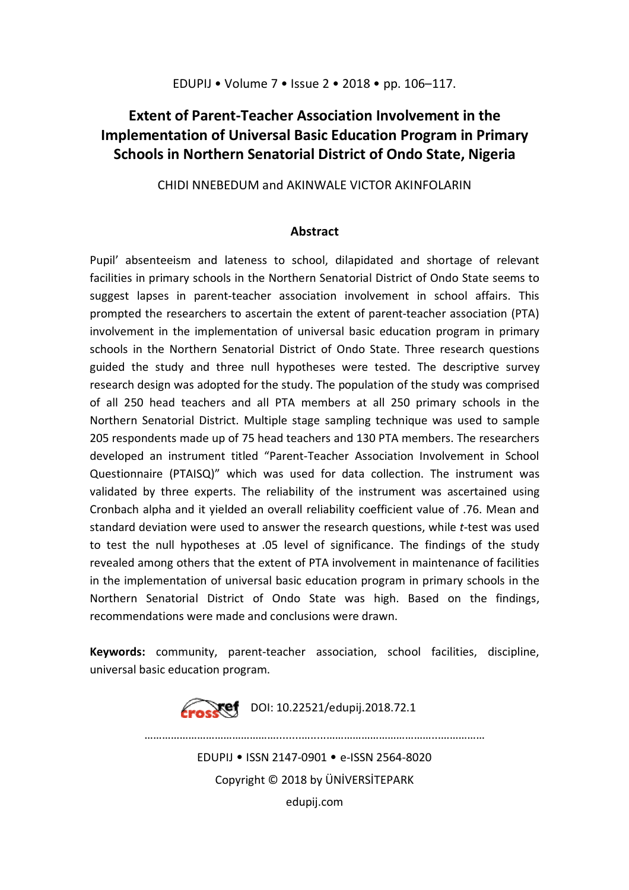# Extent of Parent-Teacher Association Involvement in the Implementation of Universal Basic Education Program in Primary Schools in Northern Senatorial District of Ondo State, Nigeria

CHIDI NNEBEDUM and AKINWALE VICTOR AKINFOLARIN

## Abstract

Pupil' absenteeism and lateness to school, dilapidated and shortage of relevant facilities in primary schools in the Northern Senatorial District of Ondo State seems to suggest lapses in parent-teacher association involvement in school affairs. This prompted the researchers to ascertain the extent of parent-teacher association (PTA) involvement in the implementation of universal basic education program in primary schools in the Northern Senatorial District of Ondo State. Three research questions guided the study and three null hypotheses were tested. The descriptive survey research design was adopted for the study. The population of the study was comprised of all 250 head teachers and all PTA members at all 250 primary schools in the Northern Senatorial District. Multiple stage sampling technique was used to sample 205 respondents made up of 75 head teachers and 130 PTA members. The researchers developed an instrument titled "Parent-Teacher Association Involvement in School Questionnaire (PTAISQ)" which was used for data collection. The instrument was validated by three experts. The reliability of the instrument was ascertained using Cronbach alpha and it yielded an overall reliability coefficient value of .76. Mean and standard deviation were used to answer the research questions, while *t*-test was used to test the null hypotheses at .05 level of significance. The findings of the study revealed among others that the extent of PTA involvement in maintenance of facilities in the implementation of universal basic education program in primary schools in the Northern Senatorial District of Ondo State was high. Based on the findings, recommendations were made and conclusions were drawn.

**Keywords:** community, parent-teacher association, school facilities, discipline, universal basic education program.

DOI: 10.22521/edupij.2018.72.1

EDUPIJ • ISSN 2147-0901 • e-ISSN 2564-8020

Copyright © 2018 by ÜNİVERSİTEPARK

edupij.com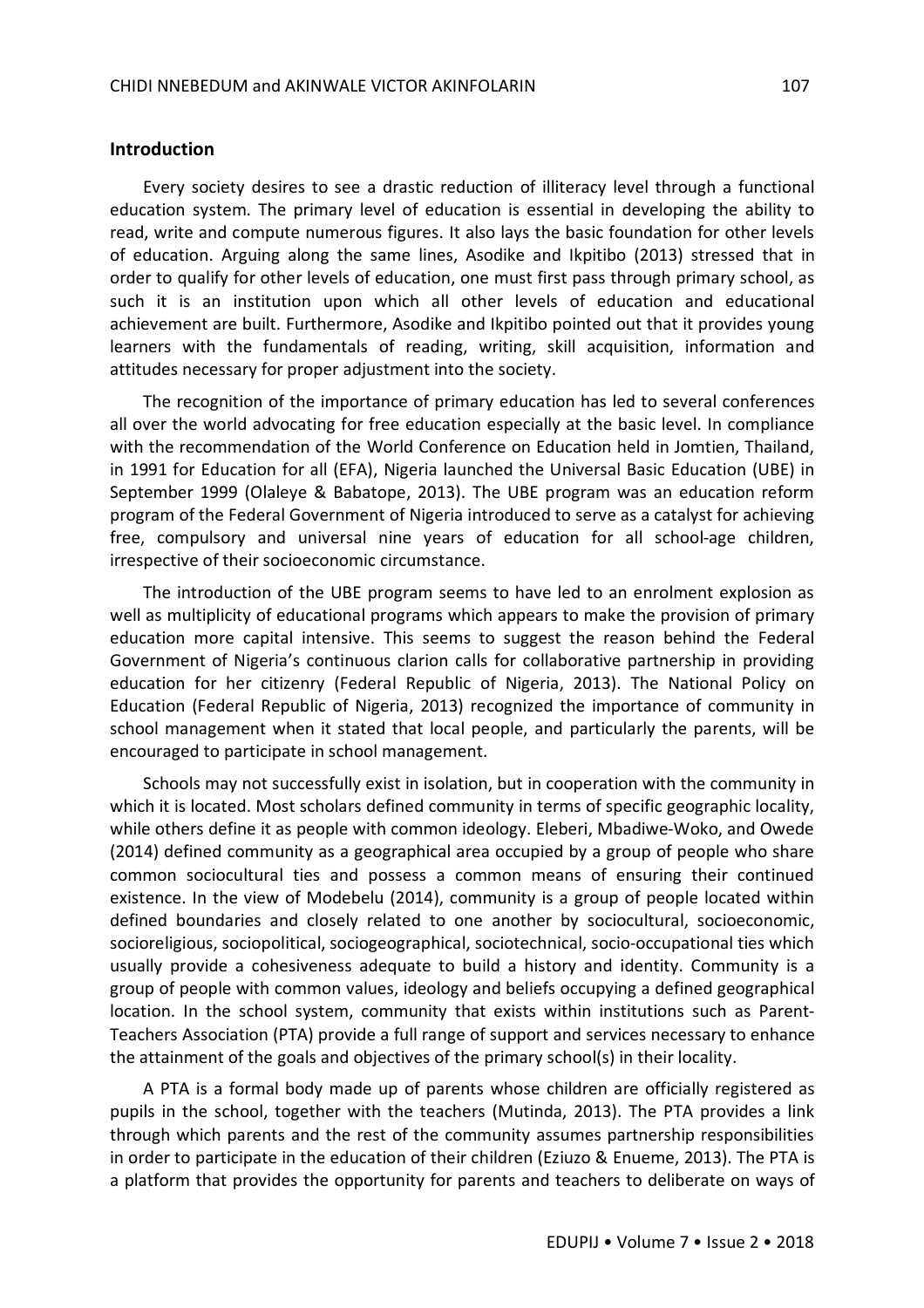## Introduction

Every society desires to see a drastic reduction of illiteracy level through a functional education system. The primary level of education is essential in developing the ability to read, write and compute numerous figures. It also lays the basic foundation for other levels of education. Arguing along the same lines, Asodike and Ikpitibo (2013) stressed that in order to qualify for other levels of education, one must first pass through primary school, as such it is an institution upon which all other levels of education and educational achievement are built. Furthermore, Asodike and Ikpitibo pointed out that it provides young learners with the fundamentals of reading, writing, skill acquisition, information and attitudes necessary for proper adjustment into the society.

The recognition of the importance of primary education has led to several conferences all over the world advocating for free education especially at the basic level. In compliance with the recommendation of the World Conference on Education held in Jomtien, Thailand, in 1991 for Education for all (EFA), Nigeria launched the Universal Basic Education (UBE) in September 1999 (Olaleye & Babatope, 2013). The UBE program was an education reform program of the Federal Government of Nigeria introduced to serve as a catalyst for achieving free, compulsory and universal nine years of education for all school-age children, irrespective of their socioeconomic circumstance.

The introduction of the UBE program seems to have led to an enrolment explosion as well as multiplicity of educational programs which appears to make the provision of primary education more capital intensive. This seems to suggest the reason behind the Federal Government of Nigeria's continuous clarion calls for collaborative partnership in providing education for her citizenry (Federal Republic of Nigeria, 2013). The National Policy on Education (Federal Republic of Nigeria, 2013) recognized the importance of community in school management when it stated that local people, and particularly the parents, will be encouraged to participate in school management.

Schools may not successfully exist in isolation, but in cooperation with the community in which it is located. Most scholars defined community in terms of specific geographic locality, while others define it as people with common ideology. Eleberi, Mbadiwe-Woko, and Owede (2014) defined community as a geographical area occupied by a group of people who share common sociocultural ties and possess a common means of ensuring their continued existence. In the view of Modebelu (2014), community is a group of people located within defined boundaries and closely related to one another by sociocultural, socioeconomic, socioreligious, sociopolitical, sociogeographical, sociotechnical, socio-occupational ties which usually provide a cohesiveness adequate to build a history and identity. Community is a group of people with common values, ideology and beliefs occupying a defined geographical location. In the school system, community that exists within institutions such as Parent-Teachers Association (PTA) provide a full range of support and services necessary to enhance the attainment of the goals and objectives of the primary school(s) in their locality.

A PTA is a formal body made up of parents whose children are officially registered as pupils in the school, together with the teachers (Mutinda, 2013). The PTA provides a link through which parents and the rest of the community assumes partnership responsibilities in order to participate in the education of their children (Eziuzo & Enueme, 2013). The PTA is a platform that provides the opportunity for parents and teachers to deliberate on ways of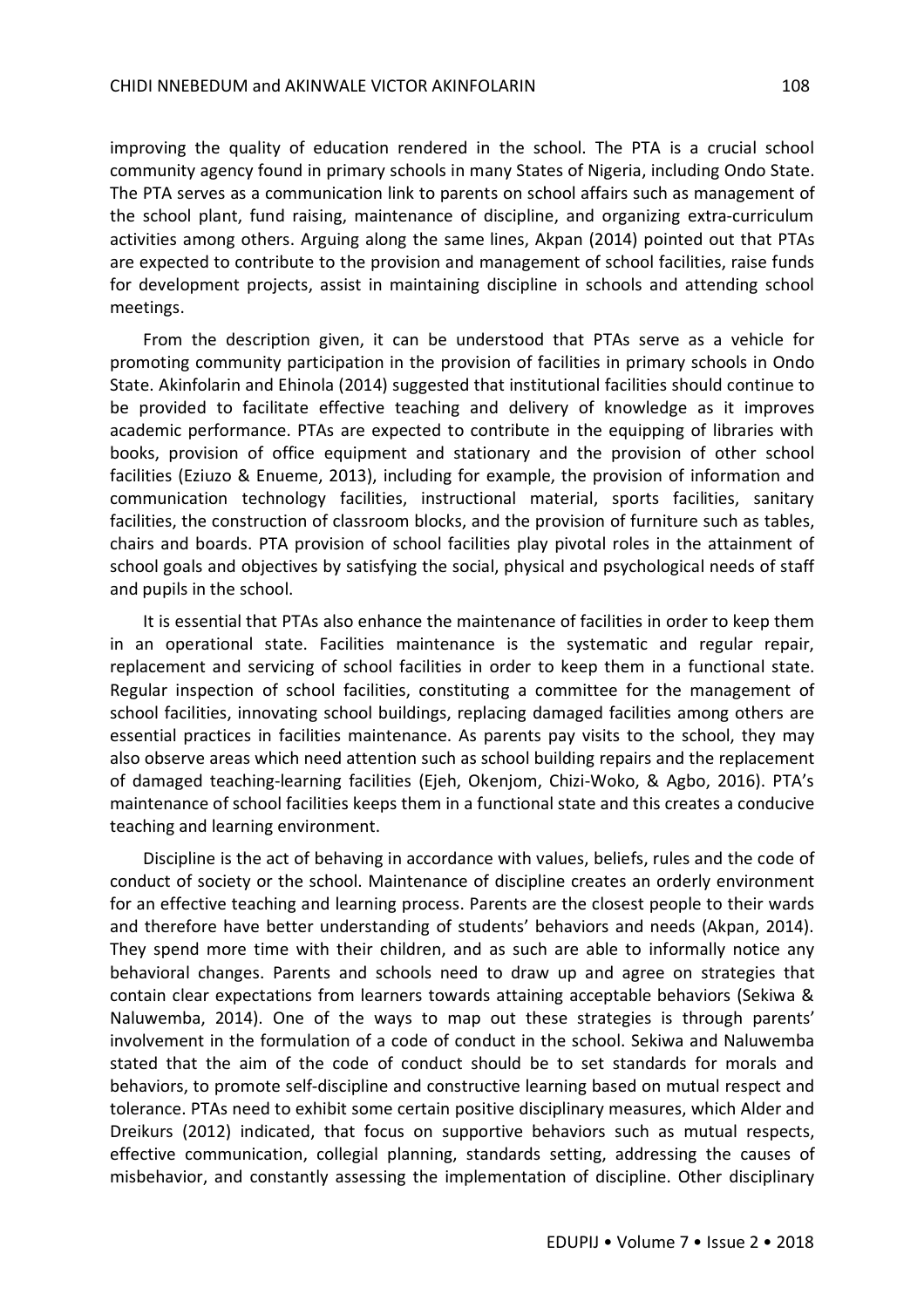improving the quality of education rendered in the school. The PTA is a crucial school community agency found in primary schools in many States of Nigeria, including Ondo State. The PTA serves as a communication link to parents on school affairs such as management of the school plant, fund raising, maintenance of discipline, and organizing extra-curriculum activities among others. Arguing along the same lines, Akpan (2014) pointed out that PTAs are expected to contribute to the provision and management of school facilities, raise funds for development projects, assist in maintaining discipline in schools and attending school meetings.

From the description given, it can be understood that PTAs serve as a vehicle for promoting community participation in the provision of facilities in primary schools in Ondo State. Akinfolarin and Ehinola (2014) suggested that institutional facilities should continue to be provided to facilitate effective teaching and delivery of knowledge as it improves academic performance. PTAs are expected to contribute in the equipping of libraries with books, provision of office equipment and stationary and the provision of other school facilities (Eziuzo & Enueme, 2013), including for example, the provision of information and communication technology facilities, instructional material, sports facilities, sanitary facilities, the construction of classroom blocks, and the provision of furniture such as tables, chairs and boards. PTA provision of school facilities play pivotal roles in the attainment of school goals and objectives by satisfying the social, physical and psychological needs of staff and pupils in the school.

It is essential that PTAs also enhance the maintenance of facilities in order to keep them in an operational state. Facilities maintenance is the systematic and regular repair, replacement and servicing of school facilities in order to keep them in a functional state. Regular inspection of school facilities, constituting a committee for the management of school facilities, innovating school buildings, replacing damaged facilities among others are essential practices in facilities maintenance. As parents pay visits to the school, they may also observe areas which need attention such as school building repairs and the replacement of damaged teaching-learning facilities (Ejeh, Okenjom, Chizi-Woko, & Agbo, 2016). PTA's maintenance of school facilities keeps them in a functional state and this creates a conducive teaching and learning environment.

Discipline is the act of behaving in accordance with values, beliefs, rules and the code of conduct of society or the school. Maintenance of discipline creates an orderly environment for an effective teaching and learning process. Parents are the closest people to their wards and therefore have better understanding of students' behaviors and needs (Akpan, 2014). They spend more time with their children, and as such are able to informally notice any behavioral changes. Parents and schools need to draw up and agree on strategies that contain clear expectations from learners towards attaining acceptable behaviors (Sekiwa & Naluwemba, 2014). One of the ways to map out these strategies is through parents' involvement in the formulation of a code of conduct in the school. Sekiwa and Naluwemba stated that the aim of the code of conduct should be to set standards for morals and behaviors, to promote self-discipline and constructive learning based on mutual respect and tolerance. PTAs need to exhibit some certain positive disciplinary measures, which Alder and Dreikurs (2012) indicated, that focus on supportive behaviors such as mutual respects, effective communication, collegial planning, standards setting, addressing the causes of misbehavior, and constantly assessing the implementation of discipline. Other disciplinary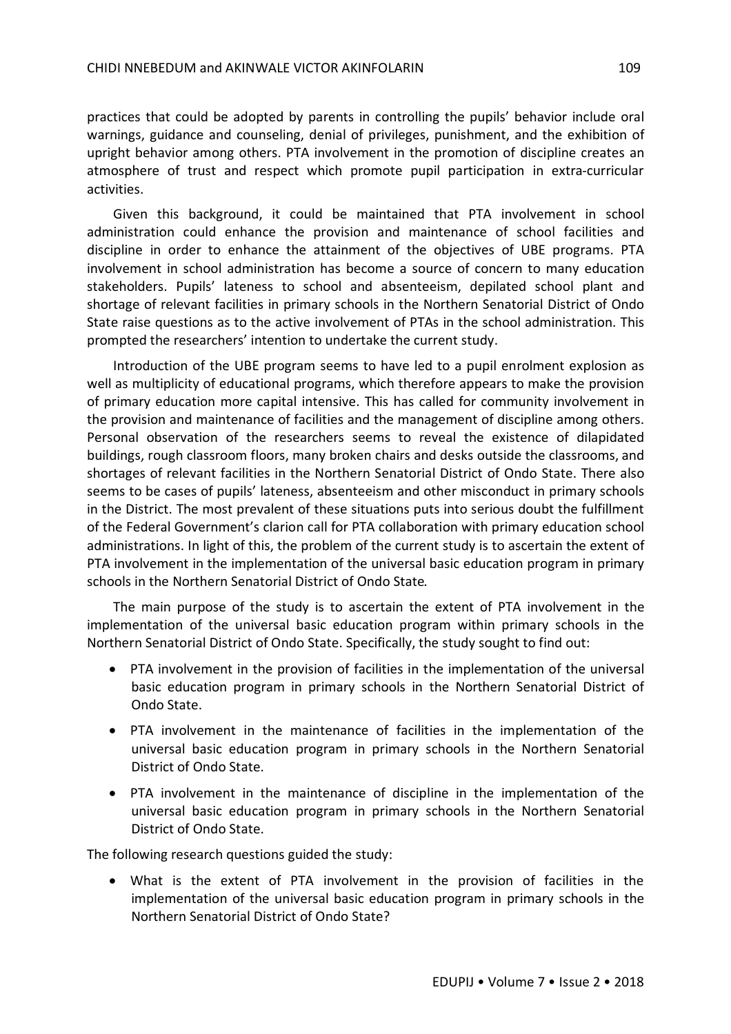practices that could be adopted by parents in controlling the pupils' behavior include oral warnings, guidance and counseling, denial of privileges, punishment, and the exhibition of upright behavior among others. PTA involvement in the promotion of discipline creates an atmosphere of trust and respect which promote pupil participation in extra-curricular activities.

Given this background, it could be maintained that PTA involvement in school administration could enhance the provision and maintenance of school facilities and discipline in order to enhance the attainment of the objectives of UBE programs. PTA involvement in school administration has become a source of concern to many education stakeholders. Pupils' lateness to school and absenteeism, depilated school plant and shortage of relevant facilities in primary schools in the Northern Senatorial District of Ondo State raise questions as to the active involvement of PTAs in the school administration. This prompted the researchers' intention to undertake the current study.

Introduction of the UBE program seems to have led to a pupil enrolment explosion as well as multiplicity of educational programs, which therefore appears to make the provision of primary education more capital intensive. This has called for community involvement in the provision and maintenance of facilities and the management of discipline among others. Personal observation of the researchers seems to reveal the existence of dilapidated buildings, rough classroom floors, many broken chairs and desks outside the classrooms, and shortages of relevant facilities in the Northern Senatorial District of Ondo State. There also seems to be cases of pupils' lateness, absenteeism and other misconduct in primary schools in the District. The most prevalent of these situations puts into serious doubt the fulfillment of the Federal Government's clarion call for PTA collaboration with primary education school administrations. In light of this, the problem of the current study is to ascertain the extent of PTA involvement in the implementation of the universal basic education program in primary schools in the Northern Senatorial District of Ondo State.

The main purpose of the study is to ascertain the extent of PTA involvement in the implementation of the universal basic education program within primary schools in the Northern Senatorial District of Ondo State. Specifically, the study sought to find out:

- PTA involvement in the provision of facilities in the implementation of the universal basic education program in primary schools in the Northern Senatorial District of Ondo State.
- PTA involvement in the maintenance of facilities in the implementation of the universal basic education program in primary schools in the Northern Senatorial District of Ondo State.
- PTA involvement in the maintenance of discipline in the implementation of the universal basic education program in primary schools in the Northern Senatorial District of Ondo State.

The following research questions guided the study:

- What is the extent of PTA involvement in the provision of facilities in the implementation of the universal basic education program in primary schools in the Northern Senatorial District of Ondo State?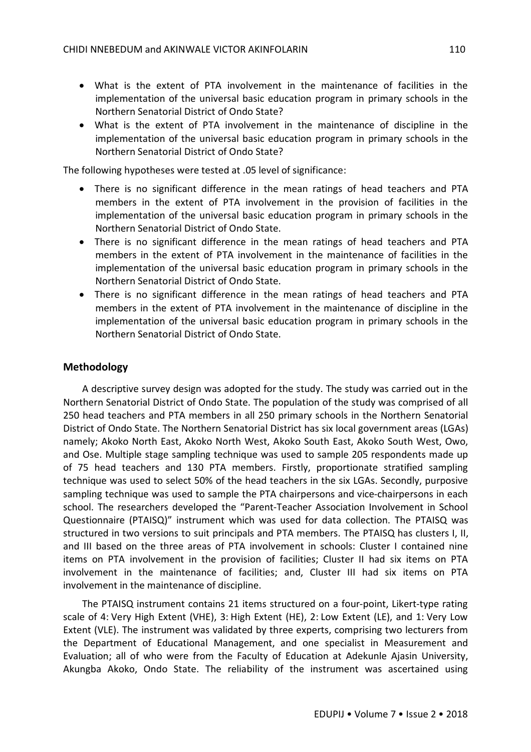- What is the extent of PTA involvement in the maintenance of facilities in the implementation of the universal basic education program in primary schools in the Northern Senatorial District of Ondo State?
- What is the extent of PTA involvement in the maintenance of discipline in the implementation of the universal basic education program in primary schools in the Northern Senatorial District of Ondo State?

The following hypotheses were tested at .05 level of significance:

- There is no significant difference in the mean ratings of head teachers and PTA members in the extent of PTA involvement in the provision of facilities in the implementation of the universal basic education program in primary schools in the Northern Senatorial District of Ondo State.
- There is no significant difference in the mean ratings of head teachers and PTA members in the extent of PTA involvement in the maintenance of facilities in the implementation of the universal basic education program in primary schools in the Northern Senatorial District of Ondo State.
- There is no significant difference in the mean ratings of head teachers and PTA members in the extent of PTA involvement in the maintenance of discipline in the implementation of the universal basic education program in primary schools in the Northern Senatorial District of Ondo State.

## Methodology

A descriptive survey design was adopted for the study. The study was carried out in the Northern Senatorial District of Ondo State. The population of the study was comprised of all 250 head teachers and PTA members in all 250 primary schools in the Northern Senatorial District of Ondo State. The Northern Senatorial District has six local government areas (LGAs) namely; Akoko North East, Akoko North West, Akoko South East, Akoko South West, Owo, and Ose. Multiple stage sampling technique was used to sample 205 respondents made up of 75 head teachers and 130 PTA members. Firstly, proportionate stratified sampling technique was used to select 50% of the head teachers in the six LGAs. Secondly, purposive sampling technique was used to sample the PTA chairpersons and vice-chairpersons in each school. The researchers developed the "Parent-Teacher Association Involvement in School Questionnaire (PTAISQ)" instrument which was used for data collection. The PTAISQ was structured in two versions to suit principals and PTA members. The PTAISQ has clusters I, II, and III based on the three areas of PTA involvement in schools: Cluster I contained nine items on PTA involvement in the provision of facilities; Cluster II had six items on PTA involvement in the maintenance of facilities; and, Cluster III had six items on PTA involvement in the maintenance of discipline.

The PTAISQ instrument contains 21 items structured on a four-point, Likert-type rating scale of 4: Very High Extent (VHE), 3: High Extent (HE), 2: Low Extent (LE), and 1: Very Low Extent (VLE). The instrument was validated by three experts, comprising two lecturers from the Department of Educational Management, and one specialist in Measurement and Evaluation; all of who were from the Faculty of Education at Adekunle Ajasin University, Akungba Akoko, Ondo State. The reliability of the instrument was ascertained using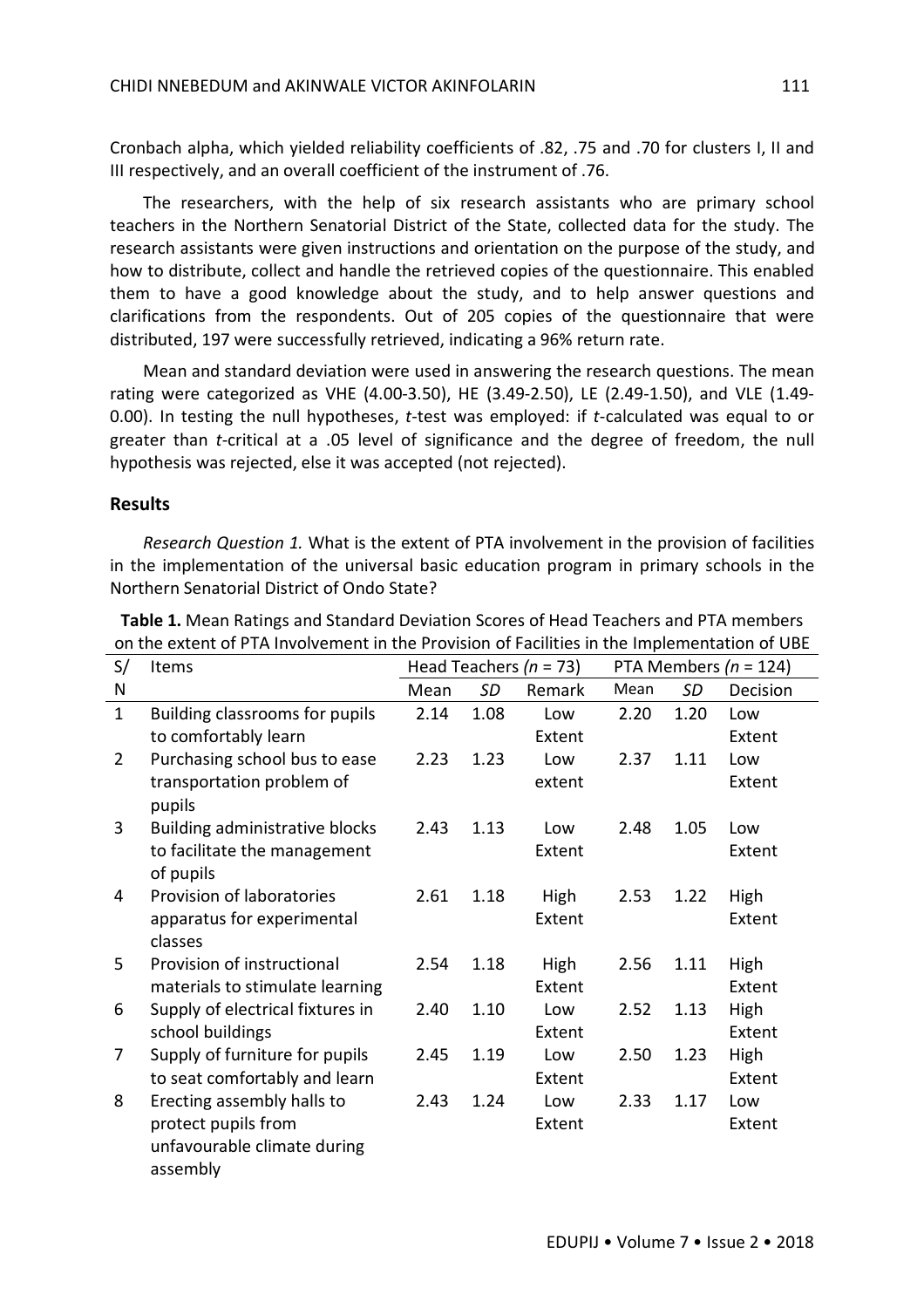Cronbach alpha, which yielded reliability coefficients of .82, .75 and .70 for clusters I, II and III respectively, and an overall coefficient of the instrument of .76.

The researchers, with the help of six research assistants who are primary school teachers in the Northern Senatorial District of the State, collected data for the study. The research assistants were given instructions and orientation on the purpose of the study, and how to distribute, collect and handle the retrieved copies of the questionnaire. This enabled them to have a good knowledge about the study, and to help answer questions and clarifications from the respondents. Out of 205 copies of the questionnaire that were distributed, 197 were successfully retrieved, indicating a 96% return rate.

Mean and standard deviation were used in answering the research questions. The mean rating were categorized as VHE (4.00-3.50), HE (3.49-2.50), LE (2.49-1.50), and VLE (1.49-0.00). In testing the null hypotheses, *t*-test was employed: if *t*-calculated was equal to or greater than *t*-critical at a .05 level of significance and the degree of freedom, the null hypothesis was rejected, else it was accepted (not rejected).

## Results

*Research Question 1.* What is the extent of PTA involvement in the provision of facilities in the implementation of the universal basic education program in primary schools in the Northern Senatorial District of Ondo State?

**Table 1.** Mean Ratings and Standard Deviation Scores of Head Teachers and PTA members on the extent of PTA Involvement in the Provision of Facilities in the Implementation of UBE

| S/N | Items | Head Teachers (*n* = 73) | | | PTA Members (*n* = 124) | | |
|---|---|---|---|---|---|---|---|
| | | Mean | *SD* | Remark | Mean | *SD* | Decision |
| 1 | Building classrooms for pupils to comfortably learn | 2.14 | 1.08 | Low Extent | 2.20 | 1.20 | Low Extent |
| 2 | Purchasing school bus to ease transportation problem of pupils | 2.23 | 1.23 | Low extent | 2.37 | 1.11 | Low Extent |
| 3 | Building administrative blocks to facilitate the management of pupils | 2.43 | 1.13 | Low Extent | 2.48 | 1.05 | Low Extent |
| 4 | Provision of laboratories apparatus for experimental classes | 2.61 | 1.18 | High Extent | 2.53 | 1.22 | High Extent |
| 5 | Provision of instructional materials to stimulate learning | 2.54 | 1.18 | High Extent | 2.56 | 1.11 | High Extent |
| 6 | Supply of electrical fixtures in school buildings | 2.40 | 1.10 | Low Extent | 2.52 | 1.13 | High Extent |
| 7 | Supply of furniture for pupils to seat comfortably and learn | 2.45 | 1.19 | Low Extent | 2.50 | 1.23 | High Extent |
| 8 | Erecting assembly halls to protect pupils from unfavourable climate during assembly | 2.43 | 1.24 | Low Extent | 2.33 | 1.17 | Low Extent |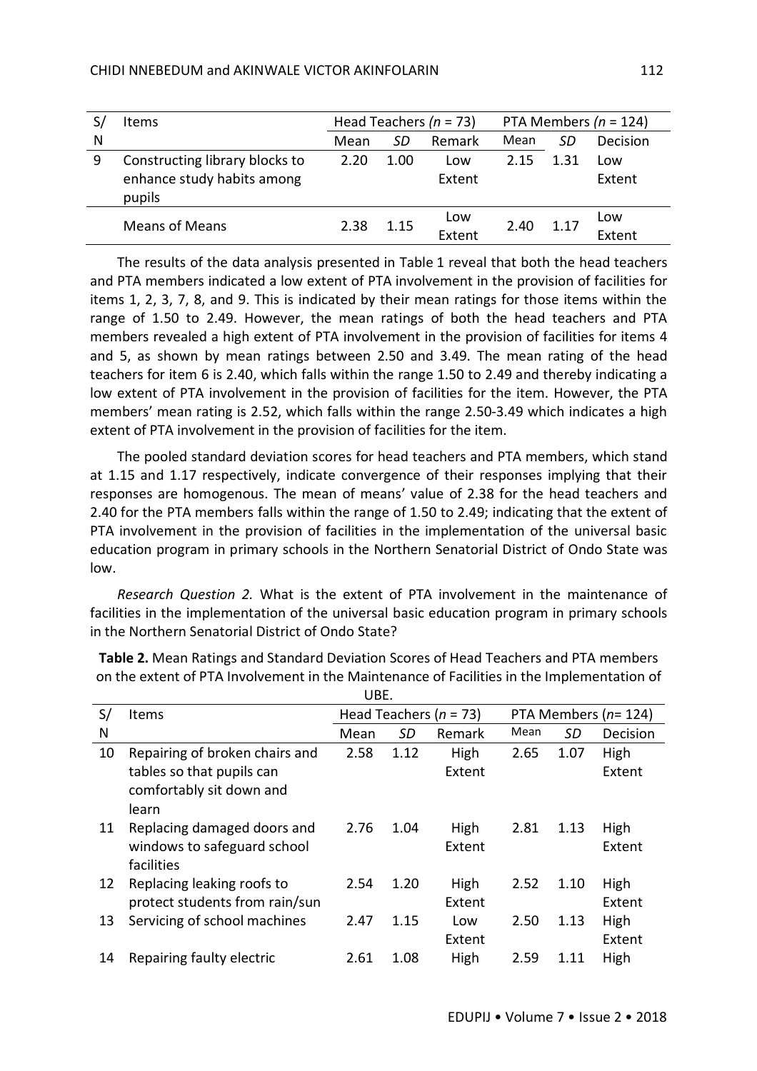| S/N | Items | Head Teachers (*n* = 73) | | | PTA Members (*n* = 124) | | |
|---|---|---|---|---|---|---|---|
| | | Mean | *SD* | Remark | Mean | *SD* | Decision |
| 9 | Constructing library blocks to enhance study habits among pupils | 2.20 | 1.00 | Low Extent | 2.15 | 1.31 | Low Extent |
| | Means of Means | 2.38 | 1.15 | Low Extent | 2.40 | 1.17 | Low Extent |

The results of the data analysis presented in Table 1 reveal that both the head teachers and PTA members indicated a low extent of PTA involvement in the provision of facilities for items 1, 2, 3, 7, 8, and 9. This is indicated by their mean ratings for those items within the range of 1.50 to 2.49. However, the mean ratings of both the head teachers and PTA members revealed a high extent of PTA involvement in the provision of facilities for items 4 and 5, as shown by mean ratings between 2.50 and 3.49. The mean rating of the head teachers for item 6 is 2.40, which falls within the range 1.50 to 2.49 and thereby indicating a low extent of PTA involvement in the provision of facilities for the item. However, the PTA members' mean rating is 2.52, which falls within the range 2.50-3.49 which indicates a high extent of PTA involvement in the provision of facilities for the item.

The pooled standard deviation scores for head teachers and PTA members, which stand at 1.15 and 1.17 respectively, indicate convergence of their responses implying that their responses are homogenous. The mean of means' value of 2.38 for the head teachers and 2.40 for the PTA members falls within the range of 1.50 to 2.49; indicating that the extent of PTA involvement in the provision of facilities in the implementation of the universal basic education program in primary schools in the Northern Senatorial District of Ondo State was low.

*Research Question 2.* What is the extent of PTA involvement in the maintenance of facilities in the implementation of the universal basic education program in primary schools in the Northern Senatorial District of Ondo State?

**Table 2.** Mean Ratings and Standard Deviation Scores of Head Teachers and PTA members on the extent of PTA Involvement in the Maintenance of Facilities in the Implementation of UBE.

| S/N | Items | Head Teachers (*n* = 73) | | | PTA Members (*n*= 124) | | |
|---|---|---|---|---|---|---|---|
| | | Mean | *SD* | Remark | Mean | *SD* | Decision |
| 10 | Repairing of broken chairs and tables so that pupils can comfortably sit down and learn | 2.58 | 1.12 | High Extent | 2.65 | 1.07 | High Extent |
| 11 | Replacing damaged doors and windows to safeguard school facilities | 2.76 | 1.04 | High Extent | 2.81 | 1.13 | High Extent |
| 12 | Replacing leaking roofs to protect students from rain/sun | 2.54 | 1.20 | High Extent | 2.52 | 1.10 | High Extent |
| 13 | Servicing of school machines | 2.47 | 1.15 | Low Extent | 2.50 | 1.13 | High Extent |
| 14 | Repairing faulty electric | 2.61 | 1.08 | High | 2.59 | 1.11 | High |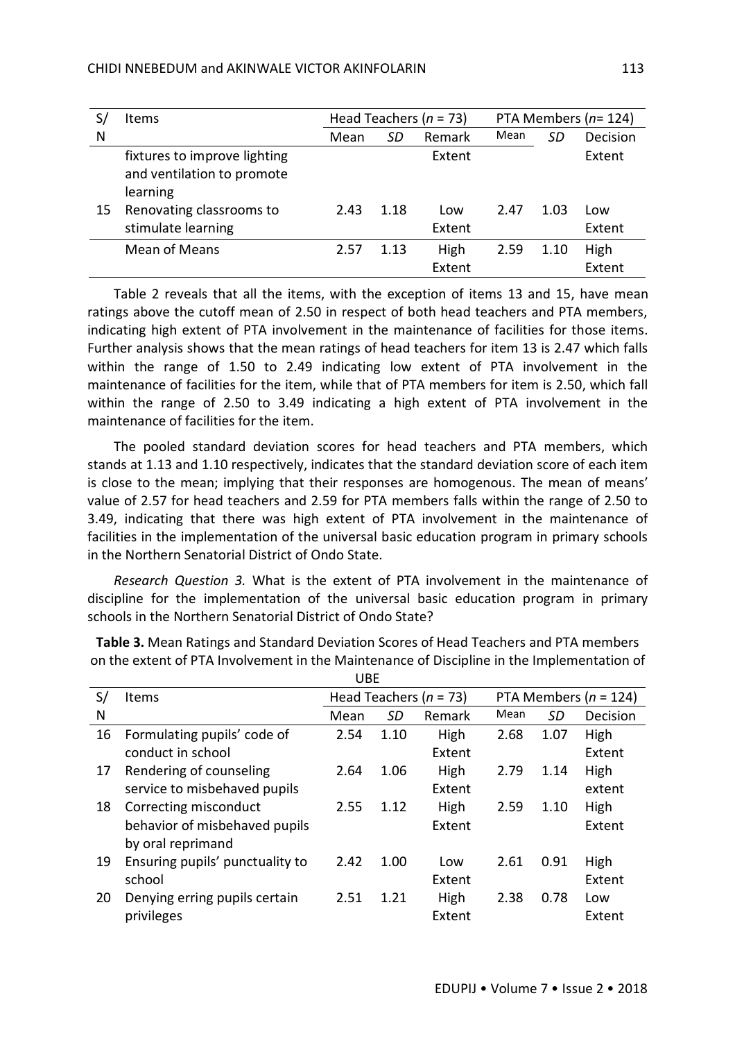| S/N | Items | Head Teachers ($n$ = 73) | | | PTA Members ($n$= 124) | | |
|---|---|---|---|---|---|---|---|
| | | Mean | *SD* | Remark | Mean | *SD* | Decision |
| | fixtures to improve lighting and ventilation to promote learning | | | Extent | | | Extent |
| 15 | Renovating classrooms to stimulate learning | 2.43 | 1.18 | Low Extent | 2.47 | 1.03 | Low Extent |
| | Mean of Means | 2.57 | 1.13 | High Extent | 2.59 | 1.10 | High Extent |

Table 2 reveals that all the items, with the exception of items 13 and 15, have mean ratings above the cutoff mean of 2.50 in respect of both head teachers and PTA members, indicating high extent of PTA involvement in the maintenance of facilities for those items. Further analysis shows that the mean ratings of head teachers for item 13 is 2.47 which falls within the range of 1.50 to 2.49 indicating low extent of PTA involvement in the maintenance of facilities for the item, while that of PTA members for item is 2.50, which fall within the range of 2.50 to 3.49 indicating a high extent of PTA involvement in the maintenance of facilities for the item.

The pooled standard deviation scores for head teachers and PTA members, which stands at 1.13 and 1.10 respectively, indicates that the standard deviation score of each item is close to the mean; implying that their responses are homogenous. The mean of means' value of 2.57 for head teachers and 2.59 for PTA members falls within the range of 2.50 to 3.49, indicating that there was high extent of PTA involvement in the maintenance of facilities in the implementation of the universal basic education program in primary schools in the Northern Senatorial District of Ondo State.

*Research Question 3.* What is the extent of PTA involvement in the maintenance of discipline for the implementation of the universal basic education program in primary schools in the Northern Senatorial District of Ondo State?

**Table 3.** Mean Ratings and Standard Deviation Scores of Head Teachers and PTA members on the extent of PTA Involvement in the Maintenance of Discipline in the Implementation of UBE

| S/N | Items | Head Teachers ($n$ = 73) | | | PTA Members ($n$ = 124) | | |
|---|---|---|---|---|---|---|---|
| | | Mean | *SD* | Remark | Mean | *SD* | Decision |
| 16 | Formulating pupils' code of conduct in school | 2.54 | 1.10 | High Extent | 2.68 | 1.07 | High Extent |
| 17 | Rendering of counseling service to misbehaved pupils | 2.64 | 1.06 | High Extent | 2.79 | 1.14 | High extent |
| 18 | Correcting misconduct behavior of misbehaved pupils by oral reprimand | 2.55 | 1.12 | High Extent | 2.59 | 1.10 | High Extent |
| 19 | Ensuring pupils' punctuality to school | 2.42 | 1.00 | Low Extent | 2.61 | 0.91 | High Extent |
| 20 | Denying erring pupils certain privileges | 2.51 | 1.21 | High Extent | 2.38 | 0.78 | Low Extent |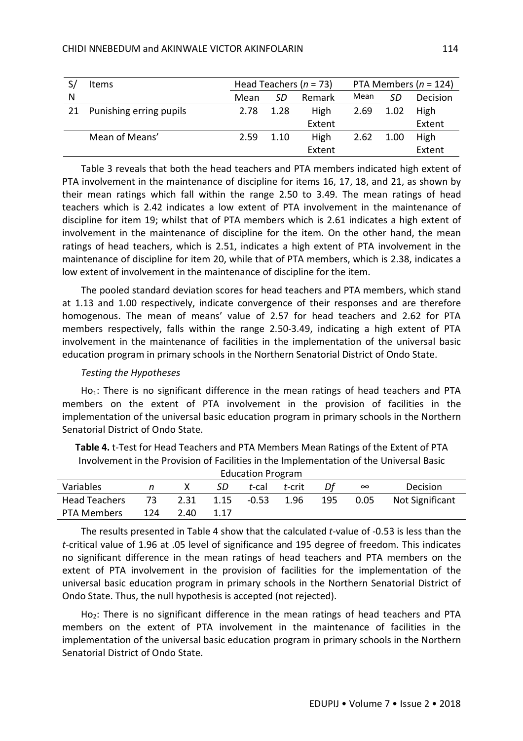| S/N | Items | Head Teachers ($n$ = 73) | | | PTA Members ($n$ = 124) | | |
|---|---|---|---|---|---|---|---|
| | | Mean | *SD* | Remark | Mean | *SD* | Decision |
| 21 | Punishing erring pupils | 2.78 | 1.28 | High Extent | 2.69 | 1.02 | High Extent |
| | Mean of Means' | 2.59 | 1.10 | High Extent | 2.62 | 1.00 | High Extent |

Table 3 reveals that both the head teachers and PTA members indicated high extent of PTA involvement in the maintenance of discipline for items 16, 17, 18, and 21, as shown by their mean ratings which fall within the range 2.50 to 3.49. The mean ratings of head teachers which is 2.42 indicates a low extent of PTA involvement in the maintenance of discipline for item 19; whilst that of PTA members which is 2.61 indicates a high extent of involvement in the maintenance of discipline for the item. On the other hand, the mean ratings of head teachers, which is 2.51, indicates a high extent of PTA involvement in the maintenance of discipline for item 20, while that of PTA members, which is 2.38, indicates a low extent of involvement in the maintenance of discipline for the item.

The pooled standard deviation scores for head teachers and PTA members, which stand at 1.13 and 1.00 respectively, indicate convergence of their responses and are therefore homogenous. The mean of means' value of 2.57 for head teachers and 2.62 for PTA members respectively, falls within the range 2.50-3.49, indicating a high extent of PTA involvement in the maintenance of facilities in the implementation of the universal basic education program in primary schools in the Northern Senatorial District of Ondo State.

*Testing the Hypotheses*

$Ho_1$: There is no significant difference in the mean ratings of head teachers and PTA members on the extent of PTA involvement in the provision of facilities in the implementation of the universal basic education program in primary schools in the Northern Senatorial District of Ondo State.

**Table 4.** t-Test for Head Teachers and PTA Members Mean Ratings of the Extent of PTA Involvement in the Provision of Facilities in the Implementation of the Universal Basic Education Program

| Variables | *n* | X | *SD* | *t*-cal | *t*-crit | *Df* | ∞ | Decision |
|---|---|---|---|---|---|---|---|---|
| Head Teachers | 73 | 2.31 | 1.15 | -0.53 | 1.96 | 195 | 0.05 | Not Significant |
| PTA Members | 124 | 2.40 | 1.17 | | | | | |

The results presented in Table 4 show that the calculated *t*-value of -0.53 is less than the *t*-critical value of 1.96 at .05 level of significance and 195 degree of freedom. This indicates no significant difference in the mean ratings of head teachers and PTA members on the extent of PTA involvement in the provision of facilities for the implementation of the universal basic education program in primary schools in the Northern Senatorial District of Ondo State. Thus, the null hypothesis is accepted (not rejected).

$Ho_2$: There is no significant difference in the mean ratings of head teachers and PTA members on the extent of PTA involvement in the maintenance of facilities in the implementation of the universal basic education program in primary schools in the Northern Senatorial District of Ondo State.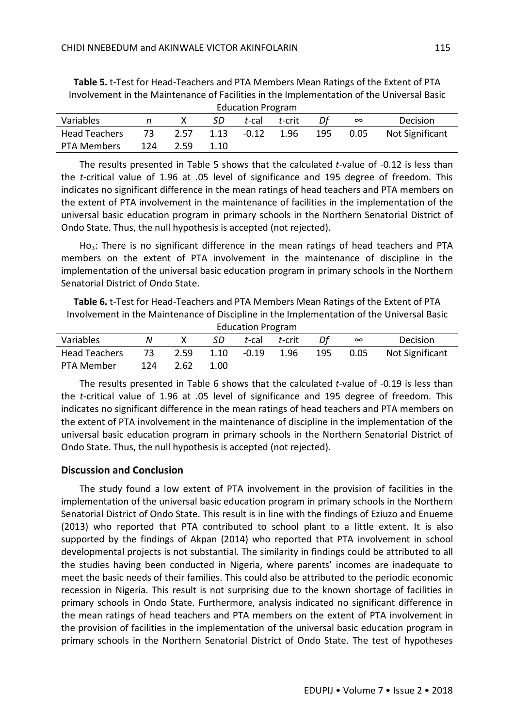**Table 5.** t-Test for Head-Teachers and PTA Members Mean Ratings of the Extent of PTA Involvement in the Maintenance of Facilities in the Implementation of the Universal Basic Education Program

| Variables | *n* | X | *SD* | *t*-cal | *t*-crit | *Df* | ∞ | Decision |
|---|---|---|---|---|---|---|---|---|
| Head Teachers | 73 | 2.57 | 1.13 | -0.12 | 1.96 | 195 | 0.05 | Not Significant |
| PTA Members | 124 | 2.59 | 1.10 | | | | | |

The results presented in Table 5 shows that the calculated *t*-value of -0.12 is less than the *t*-critical value of 1.96 at .05 level of significance and 195 degree of freedom. This indicates no significant difference in the mean ratings of head teachers and PTA members on the extent of PTA involvement in the maintenance of facilities in the implementation of the universal basic education program in primary schools in the Northern Senatorial District of Ondo State. Thus, the null hypothesis is accepted (not rejected).

$Ho_3$: There is no significant difference in the mean ratings of head teachers and PTA members on the extent of PTA involvement in the maintenance of discipline in the implementation of the universal basic education program in primary schools in the Northern Senatorial District of Ondo State.

**Table 6.** t-Test for Head-Teachers and PTA Members Mean Ratings of the Extent of PTA Involvement in the Maintenance of Discipline in the Implementation of the Universal Basic Education Program

| Variables | *N* | X | *SD* | *t*-cal | *t*-crit | *Df* | ∞ | Decision |
|---|---|---|---|---|---|---|---|---|
| Head Teachers | 73 | 2.59 | 1.10 | -0.19 | 1.96 | 195 | 0.05 | Not Significant |
| PTA Member | 124 | 2.62 | 1.00 | | | | | |

The results presented in Table 6 shows that the calculated *t*-value of -0.19 is less than the *t*-critical value of 1.96 at .05 level of significance and 195 degree of freedom. This indicates no significant difference in the mean ratings of head teachers and PTA members on the extent of PTA involvement in the maintenance of discipline in the implementation of the universal basic education program in primary schools in the Northern Senatorial District of Ondo State. Thus, the null hypothesis is accepted (not rejected).

## Discussion and Conclusion

The study found a low extent of PTA involvement in the provision of facilities in the implementation of the universal basic education program in primary schools in the Northern Senatorial District of Ondo State. This result is in line with the findings of Eziuzo and Enueme (2013) who reported that PTA contributed to school plant to a little extent. It is also supported by the findings of Akpan (2014) who reported that PTA involvement in school developmental projects is not substantial. The similarity in findings could be attributed to all the studies having been conducted in Nigeria, where parents' incomes are inadequate to meet the basic needs of their families. This could also be attributed to the periodic economic recession in Nigeria. This result is not surprising due to the known shortage of facilities in primary schools in Ondo State. Furthermore, analysis indicated no significant difference in the mean ratings of head teachers and PTA members on the extent of PTA involvement in the provision of facilities in the implementation of the universal basic education program in primary schools in the Northern Senatorial District of Ondo State. The test of hypotheses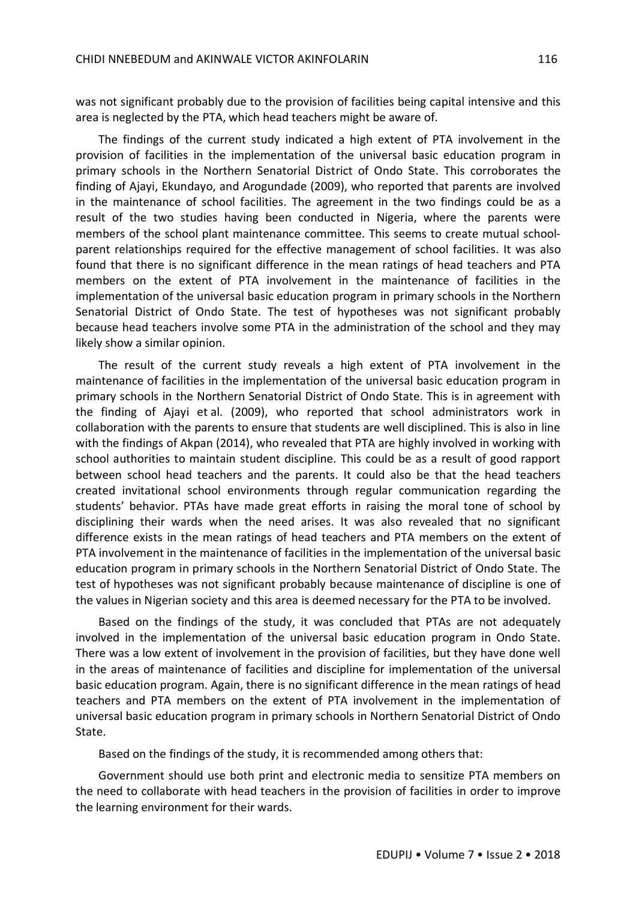was not significant probably due to the provision of facilities being capital intensive and this area is neglected by the PTA, which head teachers might be aware of.

The findings of the current study indicated a high extent of PTA involvement in the provision of facilities in the implementation of the universal basic education program in primary schools in the Northern Senatorial District of Ondo State. This corroborates the finding of Ajayi, Ekundayo, and Arogundade (2009), who reported that parents are involved in the maintenance of school facilities. The agreement in the two findings could be as a result of the two studies having been conducted in Nigeria, where the parents were members of the school plant maintenance committee. This seems to create mutual school-parent relationships required for the effective management of school facilities. It was also found that there is no significant difference in the mean ratings of head teachers and PTA members on the extent of PTA involvement in the maintenance of facilities in the implementation of the universal basic education program in primary schools in the Northern Senatorial District of Ondo State. The test of hypotheses was not significant probably because head teachers involve some PTA in the administration of the school and they may likely show a similar opinion.

The result of the current study reveals a high extent of PTA involvement in the maintenance of facilities in the implementation of the universal basic education program in primary schools in the Northern Senatorial District of Ondo State. This is in agreement with the finding of Ajayi et al. (2009), who reported that school administrators work in collaboration with the parents to ensure that students are well disciplined. This is also in line with the findings of Akpan (2014), who revealed that PTA are highly involved in working with school authorities to maintain student discipline. This could be as a result of good rapport between school head teachers and the parents. It could also be that the head teachers created invitational school environments through regular communication regarding the students' behavior. PTAs have made great efforts in raising the moral tone of school by disciplining their wards when the need arises. It was also revealed that no significant difference exists in the mean ratings of head teachers and PTA members on the extent of PTA involvement in the maintenance of facilities in the implementation of the universal basic education program in primary schools in the Northern Senatorial District of Ondo State. The test of hypotheses was not significant probably because maintenance of discipline is one of the values in Nigerian society and this area is deemed necessary for the PTA to be involved.

Based on the findings of the study, it was concluded that PTAs are not adequately involved in the implementation of the universal basic education program in Ondo State. There was a low extent of involvement in the provision of facilities, but they have done well in the areas of maintenance of facilities and discipline for implementation of the universal basic education program. Again, there is no significant difference in the mean ratings of head teachers and PTA members on the extent of PTA involvement in the implementation of universal basic education program in primary schools in Northern Senatorial District of Ondo State.

Based on the findings of the study, it is recommended among others that:

Government should use both print and electronic media to sensitize PTA members on the need to collaborate with head teachers in the provision of facilities in order to improve the learning environment for their wards.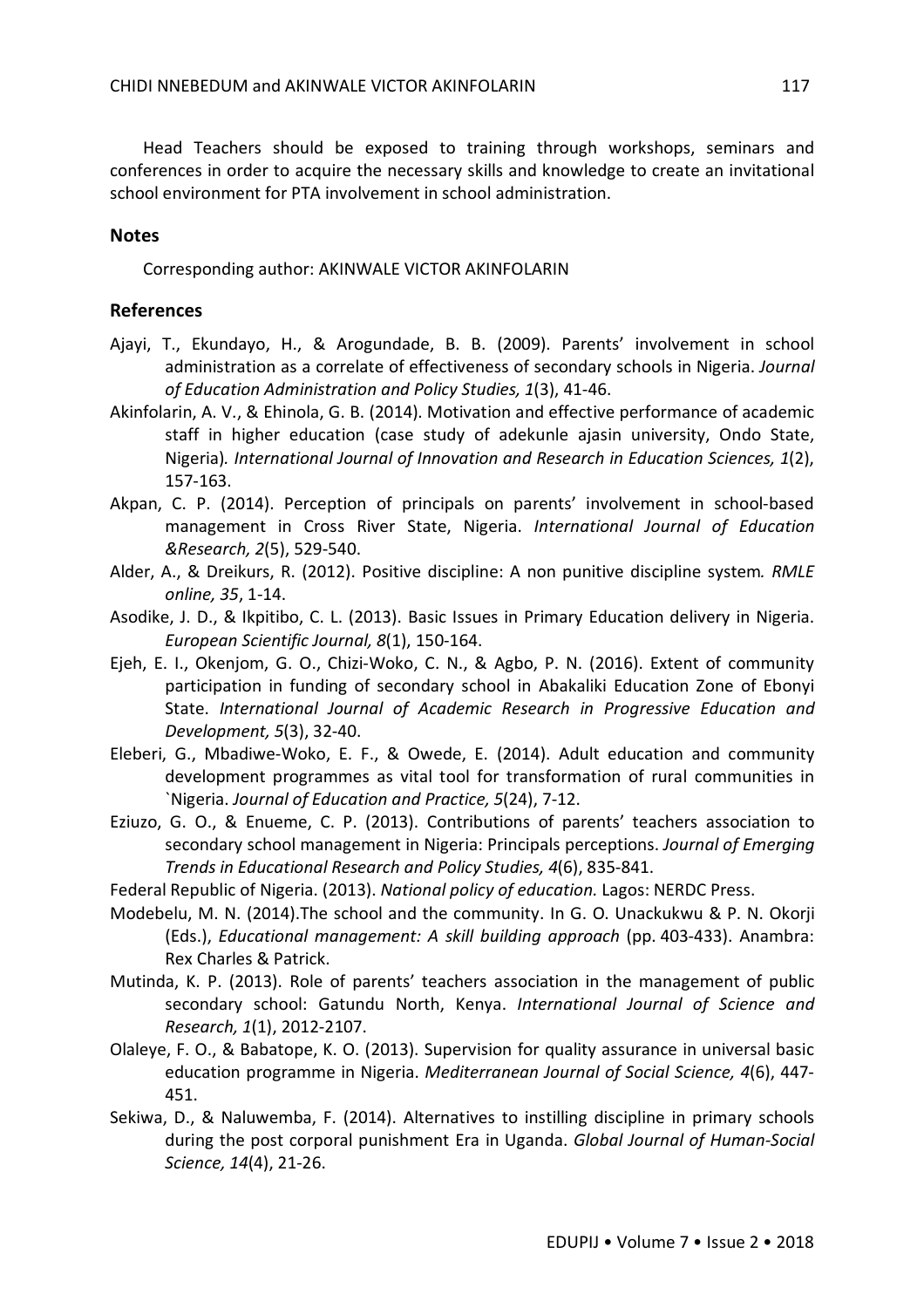Head Teachers should be exposed to training through workshops, seminars and conferences in order to acquire the necessary skills and knowledge to create an invitational school environment for PTA involvement in school administration.

## Notes

Corresponding author: AKINWALE VICTOR AKINFOLARIN

## References

Ajayi, T., Ekundayo, H., & Arogundade, B. B. (2009). Parents' involvement in school administration as a correlate of effectiveness of secondary schools in Nigeria. *Journal of Education Administration and Policy Studies, 1*(3), 41-46.

Akinfolarin, A. V., & Ehinola, G. B. (2014). Motivation and effective performance of academic staff in higher education (case study of adekunle ajasin university, Ondo State, Nigeria)*. International Journal of Innovation and Research in Education Sciences, 1*(2), 157-163.

Akpan, C. P. (2014). Perception of principals on parents' involvement in school-based management in Cross River State, Nigeria. *International Journal of Education &Research, 2*(5), 529-540.

Alder, A., & Dreikurs, R. (2012). Positive discipline: A non punitive discipline system*. RMLE online, 35*, 1-14.

Asodike, J. D., & Ikpitibo, C. L. (2013). Basic Issues in Primary Education delivery in Nigeria. *European Scientific Journal, 8*(1), 150-164.

Ejeh, E. I., Okenjom, G. O., Chizi-Woko, C. N., & Agbo, P. N. (2016). Extent of community participation in funding of secondary school in Abakaliki Education Zone of Ebonyi State. *International Journal of Academic Research in Progressive Education and Development, 5*(3), 32-40.

Eleberi, G., Mbadiwe-Woko, E. F., & Owede, E. (2014). Adult education and community development programmes as vital tool for transformation of rural communities in `Nigeria. *Journal of Education and Practice, 5*(24), 7-12.

Eziuzo, G. O., & Enueme, C. P. (2013). Contributions of parents' teachers association to secondary school management in Nigeria: Principals perceptions. *Journal of Emerging Trends in Educational Research and Policy Studies, 4*(6), 835-841.

Federal Republic of Nigeria. (2013). *National policy of education.* Lagos: NERDC Press.

Modebelu, M. N. (2014).The school and the community. In G. O. Unackukwu & P. N. Okorji (Eds.), *Educational management: A skill building approach* (pp. 403-433). Anambra: Rex Charles & Patrick.

Mutinda, K. P. (2013). Role of parents' teachers association in the management of public secondary school: Gatundu North, Kenya. *International Journal of Science and Research, 1*(1), 2012-2107.

Olaleye, F. O., & Babatope, K. O. (2013). Supervision for quality assurance in universal basic education programme in Nigeria. *Mediterranean Journal of Social Science, 4*(6), 447-451.

Sekiwa, D., & Naluwemba, F. (2014). Alternatives to instilling discipline in primary schools during the post corporal punishment Era in Uganda. *Global Journal of Human-Social Science, 14*(4), 21-26.